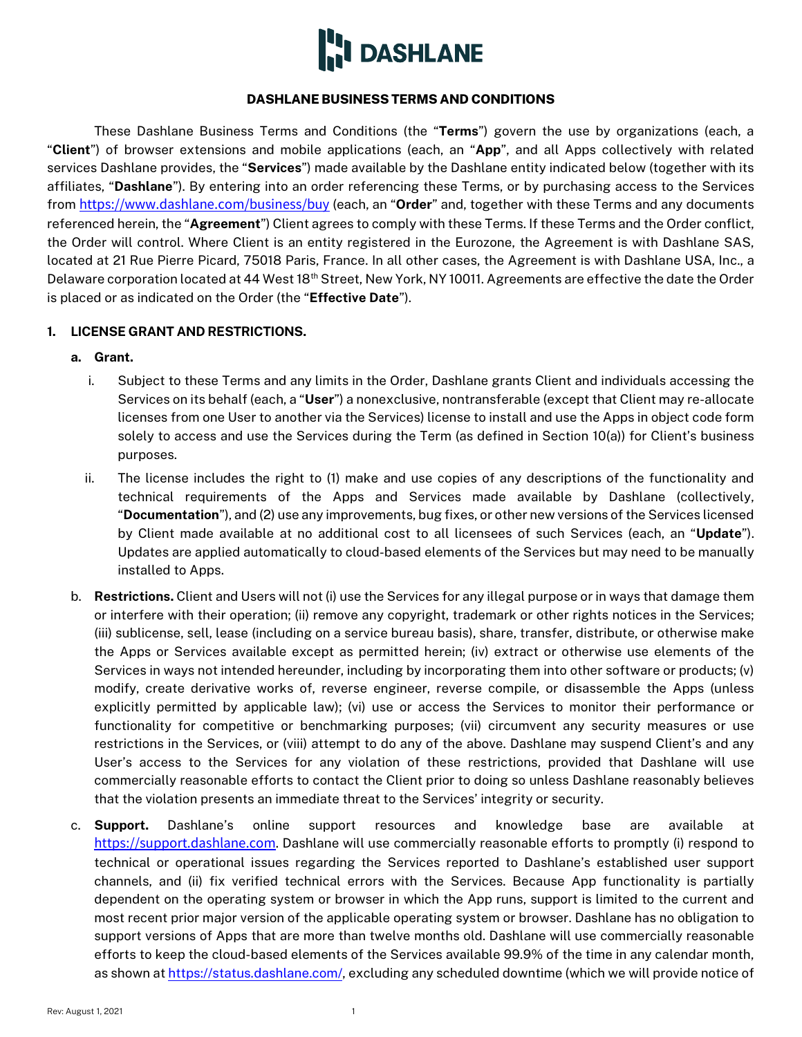# DASHLANE

## DASHLANE BUSINESS TERMS AND CONDITIONS

These Dashlane Business Terms and Conditions (the "**Terms**") govern the use by organizations (each, a "**Client**") of browser extensions and mobile applications (each, an "**App**", and all Apps collectively with related services Dashlane provides, the "**Services**") made available by the Dashlane entity indicated below (together with its affiliates, "**Dashlane**"). By entering into an order referencing these Terms, or by purchasing access to the Services from https://www.dashlane.com/business/buy (each, an "**Order**" and, together with these Terms and any documents referenced herein, the "**Agreement**") Client agrees to comply with these Terms. If these Terms and the Order conflict, the Order will control. Where Client is an entity registered in the Eurozone, the Agreement is with Dashlane SAS, located at 21 Rue Pierre Picard, 75018 Paris, France. In all other cases, the Agreement is with Dashlane USA, Inc., a Delaware corporation located at 44 West 18th Street, New York, NY 10011. Agreements are effective the date the Order is placed or as indicated on the Order (the "**Effective Date**").

### 1. LICENSE GRANT AND RESTRICTIONS.

**a. Grant.**

i. Subject to these Terms and any limits in the Order, Dashlane grants Client and individuals accessing the Services on its behalf (each, a "**User**") a nonexclusive, nontransferable (except that Client may re-allocate licenses from one User to another via the Services) license to install and use the Apps in object code form solely to access and use the Services during the Term (as defined in Section 10(a)) for Client's business purposes.

ii. The license includes the right to (1) make and use copies of any descriptions of the functionality and technical requirements of the Apps and Services made available by Dashlane (collectively, "**Documentation**"), and (2) use any improvements, bug fixes, or other new versions of the Services licensed by Client made available at no additional cost to all licensees of such Services (each, an "**Update**"). Updates are applied automatically to cloud-based elements of the Services but may need to be manually installed to Apps.

b. **Restrictions.** Client and Users will not (i) use the Services for any illegal purpose or in ways that damage them or interfere with their operation; (ii) remove any copyright, trademark or other rights notices in the Services; (iii) sublicense, sell, lease (including on a service bureau basis), share, transfer, distribute, or otherwise make the Apps or Services available except as permitted herein; (iv) extract or otherwise use elements of the Services in ways not intended hereunder, including by incorporating them into other software or products; (v) modify, create derivative works of, reverse engineer, reverse compile, or disassemble the Apps (unless explicitly permitted by applicable law); (vi) use or access the Services to monitor their performance or functionality for competitive or benchmarking purposes; (vii) circumvent any security measures or use restrictions in the Services, or (viii) attempt to do any of the above. Dashlane may suspend Client's and any User's access to the Services for any violation of these restrictions, provided that Dashlane will use commercially reasonable efforts to contact the Client prior to doing so unless Dashlane reasonably believes that the violation presents an immediate threat to the Services' integrity or security.

c. **Support.** Dashlane's online support resources and knowledge base are available at https://support.dashlane.com. Dashlane will use commercially reasonable efforts to promptly (i) respond to technical or operational issues regarding the Services reported to Dashlane's established user support channels, and (ii) fix verified technical errors with the Services. Because App functionality is partially dependent on the operating system or browser in which the App runs, support is limited to the current and most recent prior major version of the applicable operating system or browser. Dashlane has no obligation to support versions of Apps that are more than twelve months old. Dashlane will use commercially reasonable efforts to keep the cloud-based elements of the Services available 99.9% of the time in any calendar month, as shown at https://status.dashlane.com/, excluding any scheduled downtime (which we will provide notice of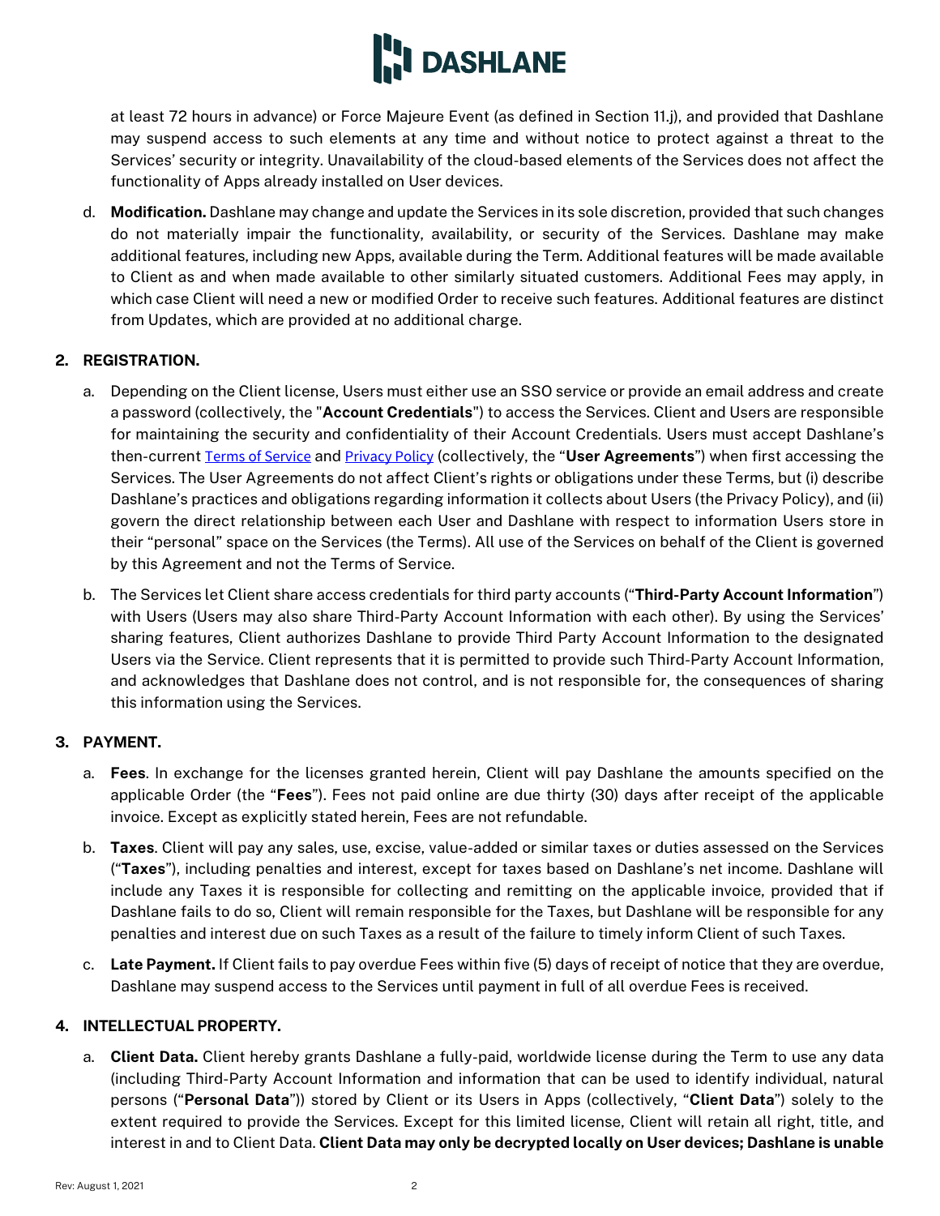at least 72 hours in advance) or Force Majeure Event (as defined in Section 11.j), and provided that Dashlane may suspend access to such elements at any time and without notice to protect against a threat to the Services' security or integrity. Unavailability of the cloud-based elements of the Services does not affect the functionality of Apps already installed on User devices.

d. **Modification.** Dashlane may change and update the Services in its sole discretion, provided that such changes do not materially impair the functionality, availability, or security of the Services. Dashlane may make additional features, including new Apps, available during the Term. Additional features will be made available to Client as and when made available to other similarly situated customers. Additional Fees may apply, in which case Client will need a new or modified Order to receive such features. Additional features are distinct from Updates, which are provided at no additional charge.

**2. REGISTRATION.**

a. Depending on the Client license, Users must either use an SSO service or provide an email address and create a password (collectively, the "**Account Credentials**") to access the Services. Client and Users are responsible for maintaining the security and confidentiality of their Account Credentials. Users must accept Dashlane's then-current Terms of Service and Privacy Policy (collectively, the "**User Agreements**") when first accessing the Services. The User Agreements do not affect Client's rights or obligations under these Terms, but (i) describe Dashlane's practices and obligations regarding information it collects about Users (the Privacy Policy), and (ii) govern the direct relationship between each User and Dashlane with respect to information Users store in their "personal" space on the Services (the Terms). All use of the Services on behalf of the Client is governed by this Agreement and not the Terms of Service.

b. The Services let Client share access credentials for third party accounts ("**Third-Party Account Information**") with Users (Users may also share Third-Party Account Information with each other). By using the Services' sharing features, Client authorizes Dashlane to provide Third Party Account Information to the designated Users via the Service. Client represents that it is permitted to provide such Third-Party Account Information, and acknowledges that Dashlane does not control, and is not responsible for, the consequences of sharing this information using the Services.

**3. PAYMENT.**

a. **Fees**. In exchange for the licenses granted herein, Client will pay Dashlane the amounts specified on the applicable Order (the "**Fees**"). Fees not paid online are due thirty (30) days after receipt of the applicable invoice. Except as explicitly stated herein, Fees are not refundable.

b. **Taxes**. Client will pay any sales, use, excise, value-added or similar taxes or duties assessed on the Services ("**Taxes**"), including penalties and interest, except for taxes based on Dashlane's net income. Dashlane will include any Taxes it is responsible for collecting and remitting on the applicable invoice, provided that if Dashlane fails to do so, Client will remain responsible for the Taxes, but Dashlane will be responsible for any penalties and interest due on such Taxes as a result of the failure to timely inform Client of such Taxes.

c. **Late Payment.** If Client fails to pay overdue Fees within five (5) days of receipt of notice that they are overdue, Dashlane may suspend access to the Services until payment in full of all overdue Fees is received.

**4. INTELLECTUAL PROPERTY.**

a. **Client Data.** Client hereby grants Dashlane a fully-paid, worldwide license during the Term to use any data (including Third-Party Account Information and information that can be used to identify individual, natural persons ("**Personal Data**")) stored by Client or its Users in Apps (collectively, "**Client Data**") solely to the extent required to provide the Services. Except for this limited license, Client will retain all right, title, and interest in and to Client Data. **Client Data may only be decrypted locally on User devices; Dashlane is unable**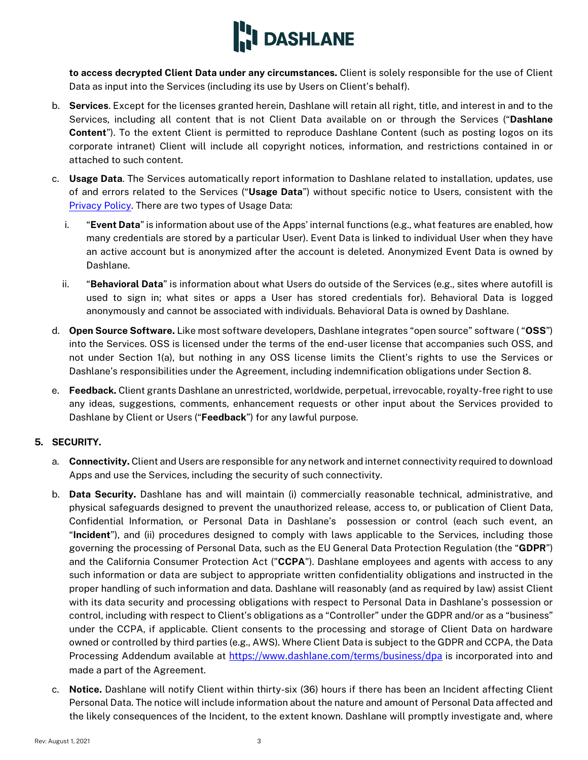**to access decrypted Client Data under any circumstances.** Client is solely responsible for the use of Client Data as input into the Services (including its use by Users on Client's behalf).

b. **Services**. Except for the licenses granted herein, Dashlane will retain all right, title, and interest in and to the Services, including all content that is not Client Data available on or through the Services ("**Dashlane Content**"). To the extent Client is permitted to reproduce Dashlane Content (such as posting logos on its corporate intranet) Client will include all copyright notices, information, and restrictions contained in or attached to such content.

c. **Usage Data**. The Services automatically report information to Dashlane related to installation, updates, use of and errors related to the Services ("**Usage Data**") without specific notice to Users, consistent with the Privacy Policy. There are two types of Usage Data:

   i. "**Event Data**" is information about use of the Apps' internal functions (e.g., what features are enabled, how many credentials are stored by a particular User). Event Data is linked to individual User when they have an active account but is anonymized after the account is deleted. Anonymized Event Data is owned by Dashlane.

   ii. "**Behavioral Data**" is information about what Users do outside of the Services (e.g., sites where autofill is used to sign in; what sites or apps a User has stored credentials for). Behavioral Data is logged anonymously and cannot be associated with individuals. Behavioral Data is owned by Dashlane.

d. **Open Source Software.** Like most software developers, Dashlane integrates "open source" software ( "**OSS**") into the Services. OSS is licensed under the terms of the end-user license that accompanies such OSS, and not under Section 1(a), but nothing in any OSS license limits the Client's rights to use the Services or Dashlane's responsibilities under the Agreement, including indemnification obligations under Section 8.

e. **Feedback.** Client grants Dashlane an unrestricted, worldwide, perpetual, irrevocable, royalty-free right to use any ideas, suggestions, comments, enhancement requests or other input about the Services provided to Dashlane by Client or Users ("**Feedback**") for any lawful purpose.

**5. SECURITY.**

a. **Connectivity.** Client and Users are responsible for any network and internet connectivity required to download Apps and use the Services, including the security of such connectivity.

b. **Data Security.** Dashlane has and will maintain (i) commercially reasonable technical, administrative, and physical safeguards designed to prevent the unauthorized release, access to, or publication of Client Data, Confidential Information, or Personal Data in Dashlane's possession or control (each such event, an "**Incident**"), and (ii) procedures designed to comply with laws applicable to the Services, including those governing the processing of Personal Data, such as the EU General Data Protection Regulation (the "**GDPR**") and the California Consumer Protection Act ("**CCPA**"). Dashlane employees and agents with access to any such information or data are subject to appropriate written confidentiality obligations and instructed in the proper handling of such information and data. Dashlane will reasonably (and as required by law) assist Client with its data security and processing obligations with respect to Personal Data in Dashlane's possession or control, including with respect to Client's obligations as a "Controller" under the GDPR and/or as a "business" under the CCPA, if applicable. Client consents to the processing and storage of Client Data on hardware owned or controlled by third parties (e.g., AWS). Where Client Data is subject to the GDPR and CCPA, the Data Processing Addendum available at https://www.dashlane.com/terms/business/dpa is incorporated into and made a part of the Agreement.

c. **Notice.** Dashlane will notify Client within thirty-six (36) hours if there has been an Incident affecting Client Personal Data. The notice will include information about the nature and amount of Personal Data affected and the likely consequences of the Incident, to the extent known. Dashlane will promptly investigate and, where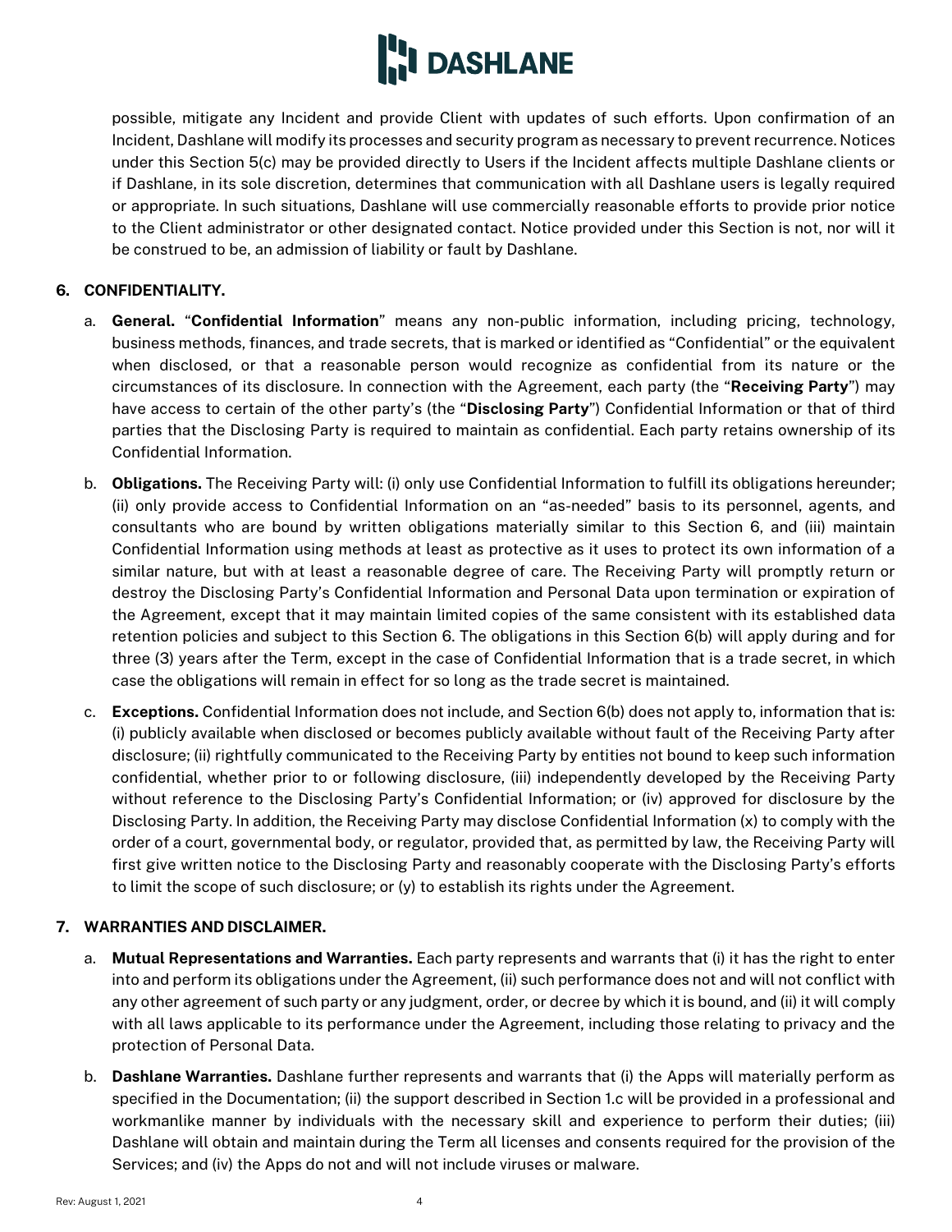possible, mitigate any Incident and provide Client with updates of such efforts. Upon confirmation of an Incident, Dashlane will modify its processes and security program as necessary to prevent recurrence. Notices under this Section 5(c) may be provided directly to Users if the Incident affects multiple Dashlane clients or if Dashlane, in its sole discretion, determines that communication with all Dashlane users is legally required or appropriate. In such situations, Dashlane will use commercially reasonable efforts to provide prior notice to the Client administrator or other designated contact. Notice provided under this Section is not, nor will it be construed to be, an admission of liability or fault by Dashlane.

**6. CONFIDENTIALITY.**

a. **General.** "**Confidential Information**" means any non-public information, including pricing, technology, business methods, finances, and trade secrets, that is marked or identified as "Confidential" or the equivalent when disclosed, or that a reasonable person would recognize as confidential from its nature or the circumstances of its disclosure. In connection with the Agreement, each party (the "**Receiving Party**") may have access to certain of the other party's (the "**Disclosing Party**") Confidential Information or that of third parties that the Disclosing Party is required to maintain as confidential. Each party retains ownership of its Confidential Information.

b. **Obligations.** The Receiving Party will: (i) only use Confidential Information to fulfill its obligations hereunder; (ii) only provide access to Confidential Information on an "as-needed" basis to its personnel, agents, and consultants who are bound by written obligations materially similar to this Section 6, and (iii) maintain Confidential Information using methods at least as protective as it uses to protect its own information of a similar nature, but with at least a reasonable degree of care. The Receiving Party will promptly return or destroy the Disclosing Party's Confidential Information and Personal Data upon termination or expiration of the Agreement, except that it may maintain limited copies of the same consistent with its established data retention policies and subject to this Section 6. The obligations in this Section 6(b) will apply during and for three (3) years after the Term, except in the case of Confidential Information that is a trade secret, in which case the obligations will remain in effect for so long as the trade secret is maintained.

c. **Exceptions.** Confidential Information does not include, and Section 6(b) does not apply to, information that is: (i) publicly available when disclosed or becomes publicly available without fault of the Receiving Party after disclosure; (ii) rightfully communicated to the Receiving Party by entities not bound to keep such information confidential, whether prior to or following disclosure, (iii) independently developed by the Receiving Party without reference to the Disclosing Party's Confidential Information; or (iv) approved for disclosure by the Disclosing Party. In addition, the Receiving Party may disclose Confidential Information (x) to comply with the order of a court, governmental body, or regulator, provided that, as permitted by law, the Receiving Party will first give written notice to the Disclosing Party and reasonably cooperate with the Disclosing Party's efforts to limit the scope of such disclosure; or (y) to establish its rights under the Agreement.

**7. WARRANTIES AND DISCLAIMER.**

a. **Mutual Representations and Warranties.** Each party represents and warrants that (i) it has the right to enter into and perform its obligations under the Agreement, (ii) such performance does not and will not conflict with any other agreement of such party or any judgment, order, or decree by which it is bound, and (ii) it will comply with all laws applicable to its performance under the Agreement, including those relating to privacy and the protection of Personal Data.

b. **Dashlane Warranties.** Dashlane further represents and warrants that (i) the Apps will materially perform as specified in the Documentation; (ii) the support described in Section 1.c will be provided in a professional and workmanlike manner by individuals with the necessary skill and experience to perform their duties; (iii) Dashlane will obtain and maintain during the Term all licenses and consents required for the provision of the Services; and (iv) the Apps do not and will not include viruses or malware.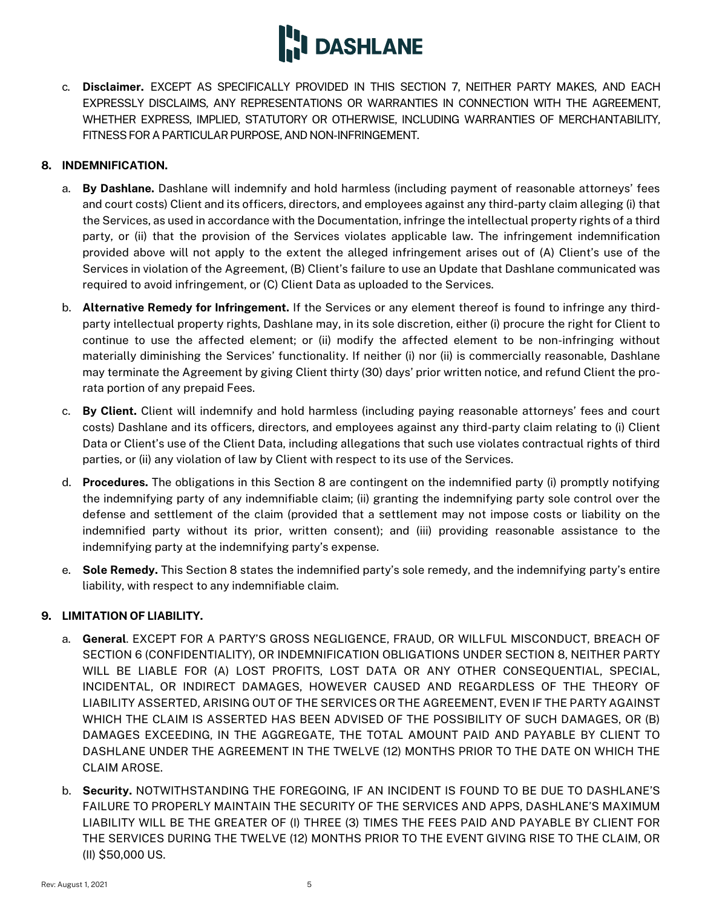c. **Disclaimer.** EXCEPT AS SPECIFICALLY PROVIDED IN THIS SECTION 7, NEITHER PARTY MAKES, AND EACH EXPRESSLY DISCLAIMS, ANY REPRESENTATIONS OR WARRANTIES IN CONNECTION WITH THE AGREEMENT, WHETHER EXPRESS, IMPLIED, STATUTORY OR OTHERWISE, INCLUDING WARRANTIES OF MERCHANTABILITY, FITNESS FOR A PARTICULAR PURPOSE, AND NON-INFRINGEMENT.

## 8. INDEMNIFICATION.

a. **By Dashlane.** Dashlane will indemnify and hold harmless (including payment of reasonable attorneys' fees and court costs) Client and its officers, directors, and employees against any third-party claim alleging (i) that the Services, as used in accordance with the Documentation, infringe the intellectual property rights of a third party, or (ii) that the provision of the Services violates applicable law. The infringement indemnification provided above will not apply to the extent the alleged infringement arises out of (A) Client's use of the Services in violation of the Agreement, (B) Client's failure to use an Update that Dashlane communicated was required to avoid infringement, or (C) Client Data as uploaded to the Services.

b. **Alternative Remedy for Infringement.** If the Services or any element thereof is found to infringe any third-party intellectual property rights, Dashlane may, in its sole discretion, either (i) procure the right for Client to continue to use the affected element; or (ii) modify the affected element to be non-infringing without materially diminishing the Services' functionality. If neither (i) nor (ii) is commercially reasonable, Dashlane may terminate the Agreement by giving Client thirty (30) days' prior written notice, and refund Client the pro-rata portion of any prepaid Fees.

c. **By Client.** Client will indemnify and hold harmless (including paying reasonable attorneys' fees and court costs) Dashlane and its officers, directors, and employees against any third-party claim relating to (i) Client Data or Client's use of the Client Data, including allegations that such use violates contractual rights of third parties, or (ii) any violation of law by Client with respect to its use of the Services.

d. **Procedures.** The obligations in this Section 8 are contingent on the indemnified party (i) promptly notifying the indemnifying party of any indemnifiable claim; (ii) granting the indemnifying party sole control over the defense and settlement of the claim (provided that a settlement may not impose costs or liability on the indemnified party without its prior, written consent); and (iii) providing reasonable assistance to the indemnifying party at the indemnifying party's expense.

e. **Sole Remedy.** This Section 8 states the indemnified party's sole remedy, and the indemnifying party's entire liability, with respect to any indemnifiable claim.

## 9. LIMITATION OF LIABILITY.

a. **General**. EXCEPT FOR A PARTY'S GROSS NEGLIGENCE, FRAUD, OR WILLFUL MISCONDUCT, BREACH OF SECTION 6 (CONFIDENTIALITY), OR INDEMNIFICATION OBLIGATIONS UNDER SECTION 8, NEITHER PARTY WILL BE LIABLE FOR (A) LOST PROFITS, LOST DATA OR ANY OTHER CONSEQUENTIAL, SPECIAL, INCIDENTAL, OR INDIRECT DAMAGES, HOWEVER CAUSED AND REGARDLESS OF THE THEORY OF LIABILITY ASSERTED, ARISING OUT OF THE SERVICES OR THE AGREEMENT, EVEN IF THE PARTY AGAINST WHICH THE CLAIM IS ASSERTED HAS BEEN ADVISED OF THE POSSIBILITY OF SUCH DAMAGES, OR (B) DAMAGES EXCEEDING, IN THE AGGREGATE, THE TOTAL AMOUNT PAID AND PAYABLE BY CLIENT TO DASHLANE UNDER THE AGREEMENT IN THE TWELVE (12) MONTHS PRIOR TO THE DATE ON WHICH THE CLAIM AROSE.

b. **Security.** NOTWITHSTANDING THE FOREGOING, IF AN INCIDENT IS FOUND TO BE DUE TO DASHLANE'S FAILURE TO PROPERLY MAINTAIN THE SECURITY OF THE SERVICES AND APPS, DASHLANE'S MAXIMUM LIABILITY WILL BE THE GREATER OF (I) THREE (3) TIMES THE FEES PAID AND PAYABLE BY CLIENT FOR THE SERVICES DURING THE TWELVE (12) MONTHS PRIOR TO THE EVENT GIVING RISE TO THE CLAIM, OR (II) $50,000 US.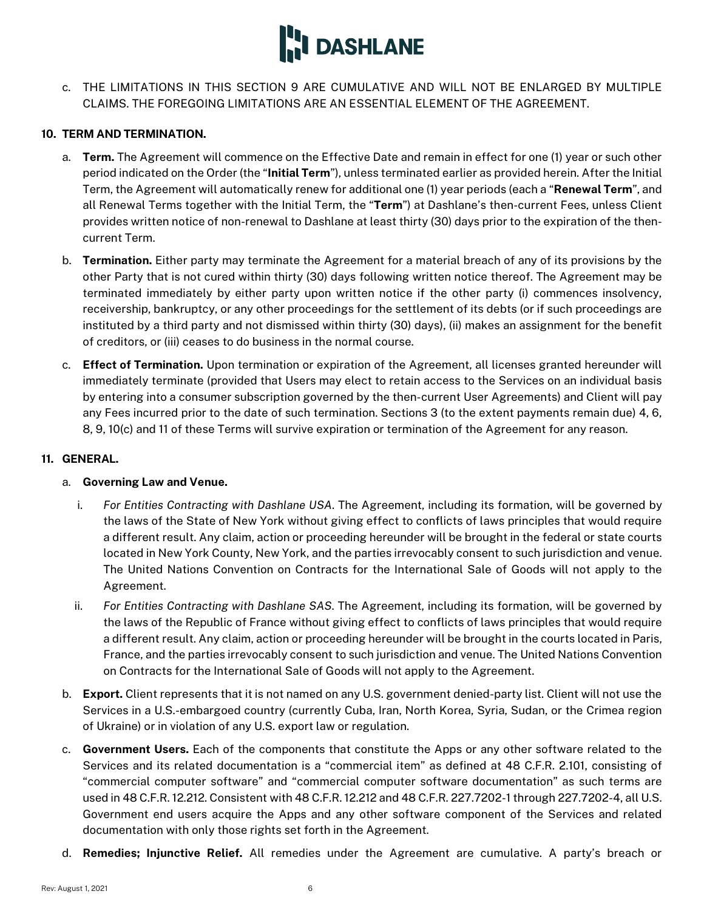c. THE LIMITATIONS IN THIS SECTION 9 ARE CUMULATIVE AND WILL NOT BE ENLARGED BY MULTIPLE CLAIMS. THE FOREGOING LIMITATIONS ARE AN ESSENTIAL ELEMENT OF THE AGREEMENT.

**10. TERM AND TERMINATION.**

a. **Term.** The Agreement will commence on the Effective Date and remain in effect for one (1) year or such other period indicated on the Order (the "**Initial Term**"), unless terminated earlier as provided herein. After the Initial Term, the Agreement will automatically renew for additional one (1) year periods (each a "**Renewal Term**", and all Renewal Terms together with the Initial Term, the "**Term**") at Dashlane's then-current Fees, unless Client provides written notice of non-renewal to Dashlane at least thirty (30) days prior to the expiration of the then-current Term.

b. **Termination.** Either party may terminate the Agreement for a material breach of any of its provisions by the other Party that is not cured within thirty (30) days following written notice thereof. The Agreement may be terminated immediately by either party upon written notice if the other party (i) commences insolvency, receivership, bankruptcy, or any other proceedings for the settlement of its debts (or if such proceedings are instituted by a third party and not dismissed within thirty (30) days), (ii) makes an assignment for the benefit of creditors, or (iii) ceases to do business in the normal course.

c. **Effect of Termination.** Upon termination or expiration of the Agreement, all licenses granted hereunder will immediately terminate (provided that Users may elect to retain access to the Services on an individual basis by entering into a consumer subscription governed by the then-current User Agreements) and Client will pay any Fees incurred prior to the date of such termination. Sections 3 (to the extent payments remain due) 4, 6, 8, 9, 10(c) and 11 of these Terms will survive expiration or termination of the Agreement for any reason.

**11. GENERAL.**

a. **Governing Law and Venue.**

   i. *For Entities Contracting with Dashlane USA*. The Agreement, including its formation, will be governed by the laws of the State of New York without giving effect to conflicts of laws principles that would require a different result. Any claim, action or proceeding hereunder will be brought in the federal or state courts located in New York County, New York, and the parties irrevocably consent to such jurisdiction and venue. The United Nations Convention on Contracts for the International Sale of Goods will not apply to the Agreement.

   ii. *For Entities Contracting with Dashlane SAS*. The Agreement, including its formation, will be governed by the laws of the Republic of France without giving effect to conflicts of laws principles that would require a different result. Any claim, action or proceeding hereunder will be brought in the courts located in Paris, France, and the parties irrevocably consent to such jurisdiction and venue. The United Nations Convention on Contracts for the International Sale of Goods will not apply to the Agreement.

b. **Export.** Client represents that it is not named on any U.S. government denied-party list. Client will not use the Services in a U.S.-embargoed country (currently Cuba, Iran, North Korea, Syria, Sudan, or the Crimea region of Ukraine) or in violation of any U.S. export law or regulation.

c. **Government Users.** Each of the components that constitute the Apps or any other software related to the Services and its related documentation is a "commercial item" as defined at 48 C.F.R. 2.101, consisting of "commercial computer software" and "commercial computer software documentation" as such terms are used in 48 C.F.R. 12.212. Consistent with 48 C.F.R. 12.212 and 48 C.F.R. 227.7202-1 through 227.7202-4, all U.S. Government end users acquire the Apps and any other software component of the Services and related documentation with only those rights set forth in the Agreement.

d. **Remedies; Injunctive Relief.** All remedies under the Agreement are cumulative. A party's breach or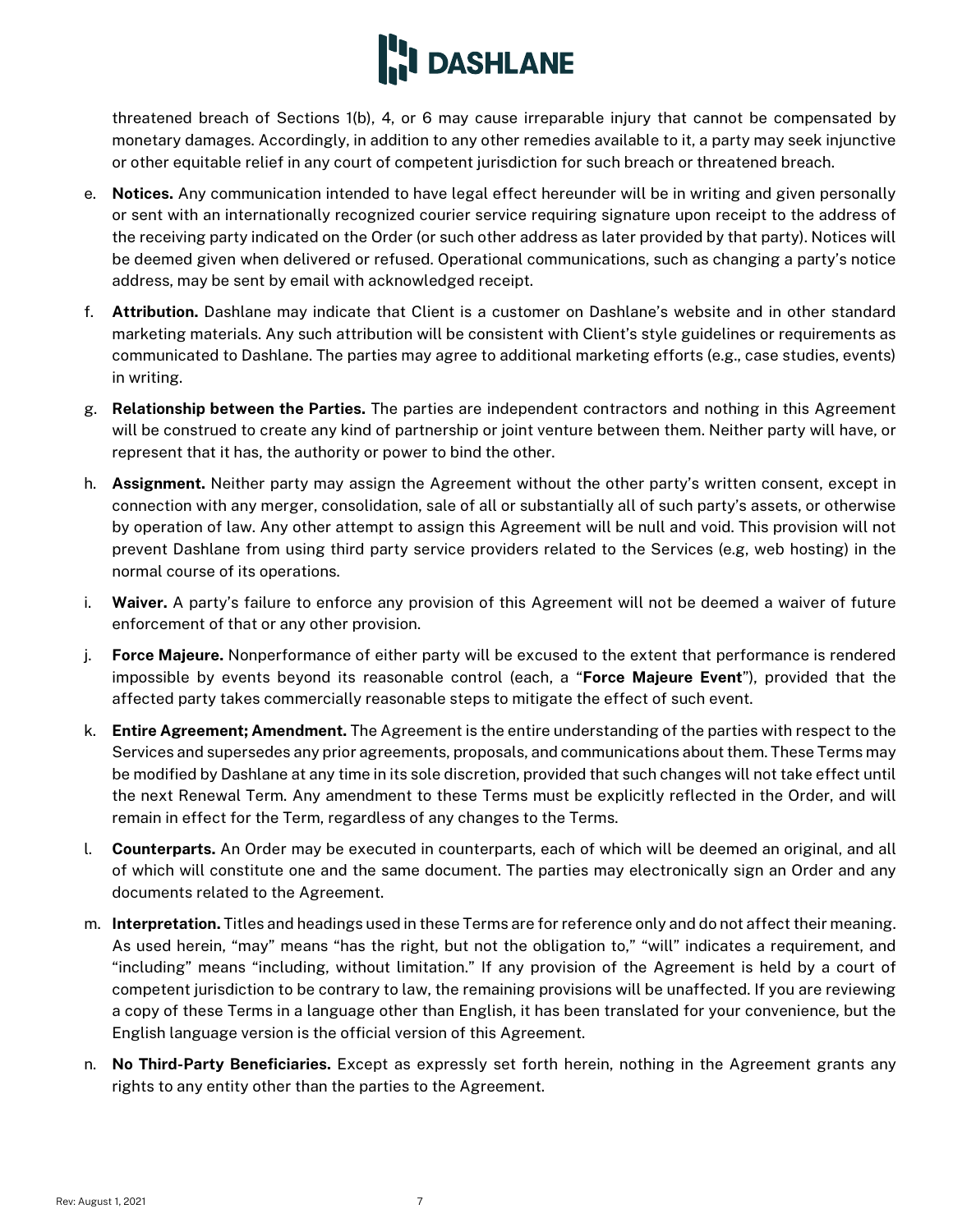threatened breach of Sections 1(b), 4, or 6 may cause irreparable injury that cannot be compensated by monetary damages. Accordingly, in addition to any other remedies available to it, a party may seek injunctive or other equitable relief in any court of competent jurisdiction for such breach or threatened breach.

e. **Notices.** Any communication intended to have legal effect hereunder will be in writing and given personally or sent with an internationally recognized courier service requiring signature upon receipt to the address of the receiving party indicated on the Order (or such other address as later provided by that party). Notices will be deemed given when delivered or refused. Operational communications, such as changing a party's notice address, may be sent by email with acknowledged receipt.

f. **Attribution.** Dashlane may indicate that Client is a customer on Dashlane's website and in other standard marketing materials. Any such attribution will be consistent with Client's style guidelines or requirements as communicated to Dashlane. The parties may agree to additional marketing efforts (e.g., case studies, events) in writing.

g. **Relationship between the Parties.** The parties are independent contractors and nothing in this Agreement will be construed to create any kind of partnership or joint venture between them. Neither party will have, or represent that it has, the authority or power to bind the other.

h. **Assignment.** Neither party may assign the Agreement without the other party's written consent, except in connection with any merger, consolidation, sale of all or substantially all of such party's assets, or otherwise by operation of law. Any other attempt to assign this Agreement will be null and void. This provision will not prevent Dashlane from using third party service providers related to the Services (e.g, web hosting) in the normal course of its operations.

i. **Waiver.** A party's failure to enforce any provision of this Agreement will not be deemed a waiver of future enforcement of that or any other provision.

j. **Force Majeure.** Nonperformance of either party will be excused to the extent that performance is rendered impossible by events beyond its reasonable control (each, a "**Force Majeure Event**"), provided that the affected party takes commercially reasonable steps to mitigate the effect of such event.

k. **Entire Agreement; Amendment.** The Agreement is the entire understanding of the parties with respect to the Services and supersedes any prior agreements, proposals, and communications about them. These Terms may be modified by Dashlane at any time in its sole discretion, provided that such changes will not take effect until the next Renewal Term. Any amendment to these Terms must be explicitly reflected in the Order, and will remain in effect for the Term, regardless of any changes to the Terms.

l. **Counterparts.** An Order may be executed in counterparts, each of which will be deemed an original, and all of which will constitute one and the same document. The parties may electronically sign an Order and any documents related to the Agreement.

m. **Interpretation.** Titles and headings used in these Terms are for reference only and do not affect their meaning. As used herein, "may" means "has the right, but not the obligation to," "will" indicates a requirement, and "including" means "including, without limitation." If any provision of the Agreement is held by a court of competent jurisdiction to be contrary to law, the remaining provisions will be unaffected. If you are reviewing a copy of these Terms in a language other than English, it has been translated for your convenience, but the English language version is the official version of this Agreement.

n. **No Third-Party Beneficiaries.** Except as expressly set forth herein, nothing in the Agreement grants any rights to any entity other than the parties to the Agreement.